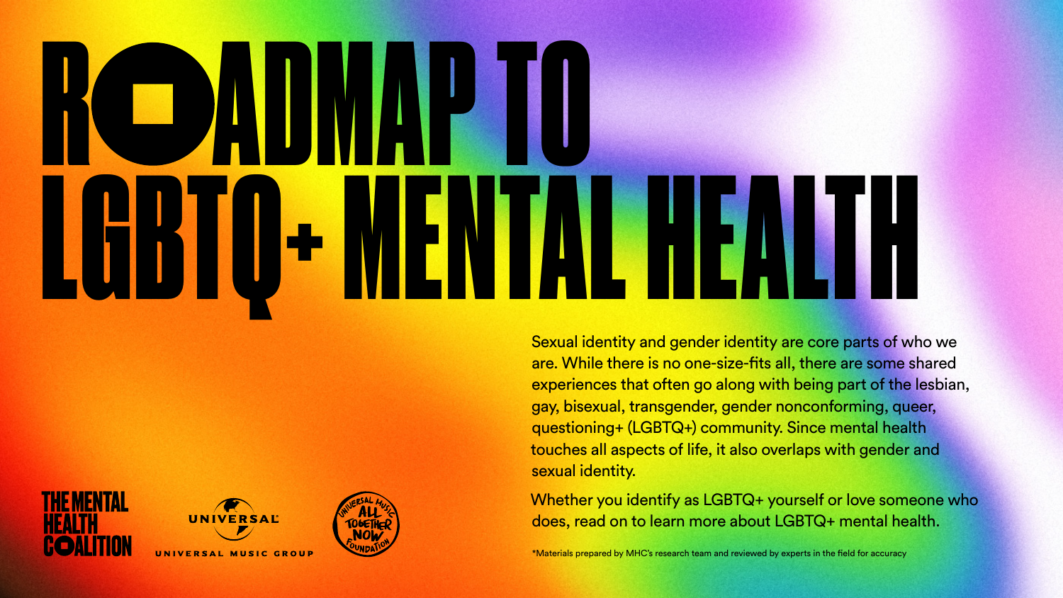# ROADMAP TO LGBTQ+ MENTAL HEALTH

Sexual identity and gender identity are core parts of who we are. While there is no one-size-fits all, there are some shared experiences that often go along with being part of the lesbian, gay, bisexual, transgender, gender nonconforming, queer, questioning+ (LGBTQ+) community. Since mental health touches all aspects of life, it also overlaps with gender and sexual identity.

Whether you identify as LGBTQ+ yourself or love someone who does, read on to learn more about LGBTQ+ mental health.

THE MENTAL HEALTH COALITION

UNIVERSAL MUSIC GROUP

UNIVERSAL MUSIC ALL TOGETHER NOW FOUNDATION

*Materials prepared by MHC's research team and reviewed by experts in the field for accuracy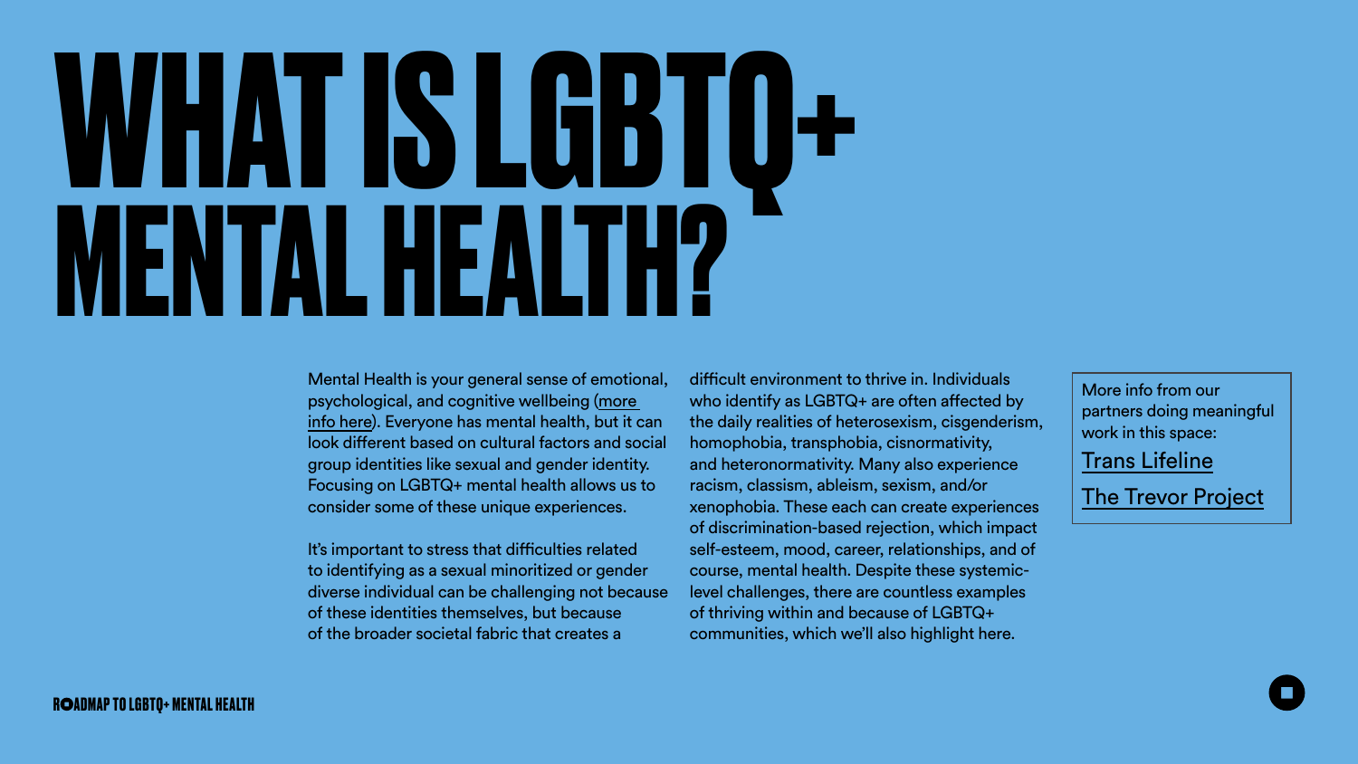# WHAT IS LGBTQ+ MENTAL HEALTH?

Mental Health is your general sense of emotional, psychological, and cognitive wellbeing (more info here). Everyone has mental health, but it can look different based on cultural factors and social group identities like sexual and gender identity. Focusing on LGBTQ+ mental health allows us to consider some of these unique experiences.

It's important to stress that difficulties related to identifying as a sexual minoritized or gender diverse individual can be challenging not because of these identities themselves, but because of the broader societal fabric that creates a difficult environment to thrive in. Individuals who identify as LGBTQ+ are often affected by the daily realities of heterosexism, cisgenderism, homophobia, transphobia, cisnormativity, and heteronormativity. Many also experience racism, classism, ableism, sexism, and/or xenophobia. These each can create experiences of discrimination-based rejection, which impact self-esteem, mood, career, relationships, and of course, mental health. Despite these systemic-level challenges, there are countless examples of thriving within and because of LGBTQ+ communities, which we'll also highlight here.

More info from our partners doing meaningful work in this space:

Trans Lifeline

The Trevor Project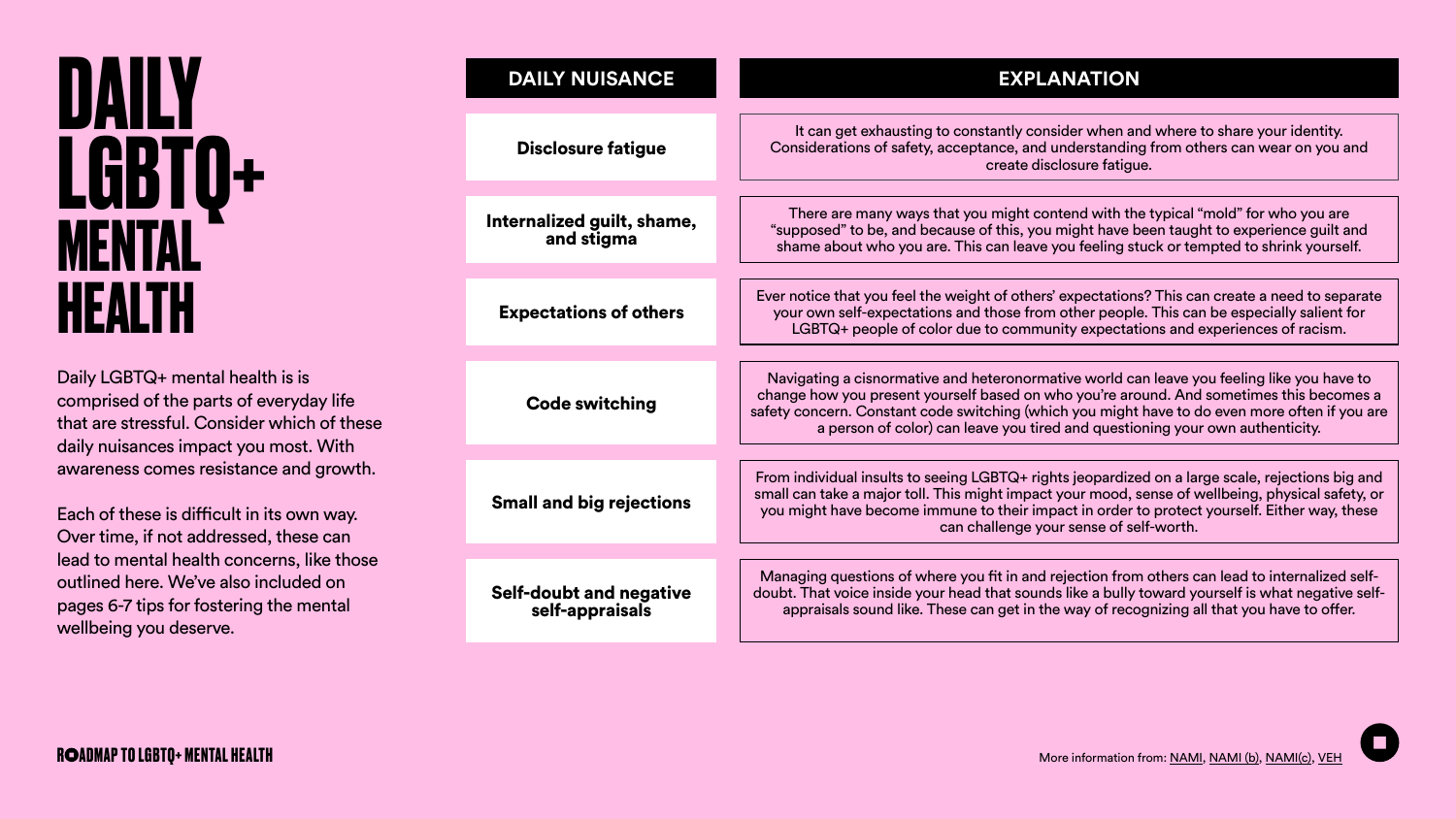# DAILY LGBTQ+ MENTAL HEALTH

Daily LGBTQ+ mental health is is comprised of the parts of everyday life that are stressful. Consider which of these daily nuisances impact you most. With awareness comes resistance and growth.

Each of these is difficult in its own way. Over time, if not addressed, these can lead to mental health concerns, like those outlined here. We've also included on pages 6-7 tips for fostering the mental wellbeing you deserve.

| DAILY NUISANCE | EXPLANATION |
| --- | --- |
| **Disclosure fatigue** | It can get exhausting to constantly consider when and where to share your identity. Considerations of safety, acceptance, and understanding from others can wear on you and create disclosure fatigue. |
| **Internalized guilt, shame, and stigma** | There are many ways that you might contend with the typical "mold" for who you are "supposed" to be, and because of this, you might have been taught to experience guilt and shame about who you are. This can leave you feeling stuck or tempted to shrink yourself. |
| **Expectations of others** | Ever notice that you feel the weight of others' expectations? This can create a need to separate your own self-expectations and those from other people. This can be especially salient for LGBTQ+ people of color due to community expectations and experiences of racism. |
| **Code switching** | Navigating a cisnormative and heteronormative world can leave you feeling like you have to change how you present yourself based on who you're around. And sometimes this becomes a safety concern. Constant code switching (which you might have to do even more often if you are a person of color) can leave you tired and questioning your own authenticity. |
| **Small and big rejections** | From individual insults to seeing LGBTQ+ rights jeopardized on a large scale, rejections big and small can take a major toll. This might impact your mood, sense of wellbeing, physical safety, or you might have become immune to their impact in order to protect yourself. Either way, these can challenge your sense of self-worth. |
| **Self-doubt and negative self-appraisals** | Managing questions of where you fit in and rejection from others can lead to internalized self-doubt. That voice inside your head that sounds like a bully toward yourself is what negative self-appraisals sound like. These can get in the way of recognizing all that you have to offer. |

More information from: NAMI, NAMI (b), NAMI(c), VEH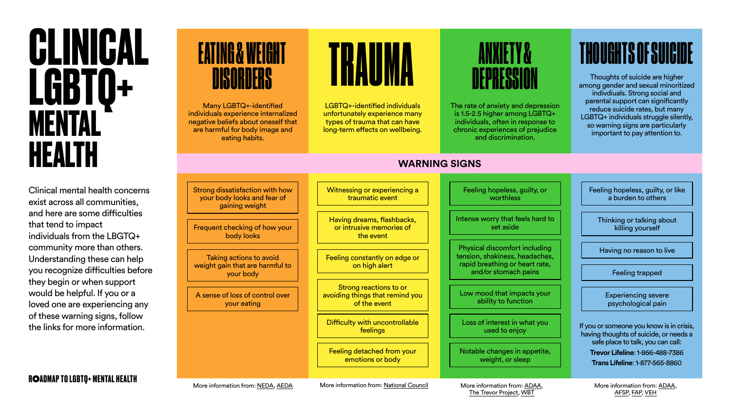# CLINICAL LGBTQ+ MENTAL HEALTH

Clinical mental health concerns exist across all communities, and here are some difficulties that tend to impact individuals from the LBGTQ+ community more than others. Understanding these can help you recognize difficulties before they begin or when support would be helpful. If you or a loved one are experiencing any of these warning signs, follow the links for more information.

## EATING & WEIGHT DISORDERS

Many LGBTQ+-identified individuals experience internalized negative beliefs about oneself that are harmful for body image and eating habits.

**Warning Signs**

- Strong dissatisfaction with how your body looks and fear of gaining weight
- Frequent checking of how your body looks
- Taking actions to avoid weight gain that are harmful to your body
- A sense of loss of control over your eating

More information from: NEDA, AEDA

## TRAUMA

LGBTQ+-identified individuals unfortunately experience many types of trauma that can have long-term effects on wellbeing.

**Warning Signs**

- Witnessing or experiencing a traumatic event
- Having dreams, flashbacks, or intrusive memories of the event
- Feeling constantly on edge or on high alert
- Strong reactions to or avoiding things that remind you of the event
- Difficulty with uncontrollable feelings
- Feeling detached from your emotions or body

More information from: National Council

## ANXIETY & DEPRESSION

The rate of anxiety and depression is 1.5-2.5 higher among LGBTQ+ individuals, often in response to chronic experiences of prejudice and discrimination.

**Warning Signs**

- Feeling hopeless, guilty, or worthless
- Intense worry that feels hard to set aside
- Physical discomfort including tension, shakiness, headaches, rapid breathing or heart rate, and/or stomach pains
- Low mood that impacts your ability to function
- Loss of interest in what you used to enjoy
- Notable changes in appetite, weight, or sleep

More information from: ADAA, The Trevor Project, WBT

## THOUGHTS OF SUICIDE

Thoughts of suicide are higher among gender and sexual minoritized indivdiuals. Strong social and parental support can significantly reduce suicide rates, but many LGBTQ+ individuals struggle silently, so warning signs are particularly important to pay attention to.

**Warning Signs**

- Feeling hopeless, guilty, or like a burden to others
- Thinking or talking about killing yourself
- Having no reason to live
- Feeling trapped
- Experiencing severe psychological pain

If you or someone you know is in crisis, having thoughts of suicide, or needs a safe place to talk, you can call:

**Trevor Lifeline**: 1-866-488-7386

**Trans Lifeline**: 1-877-565-8860

More information from: ADAA, AFSP, FAP, VEH

ROADMAP TO LGBTQ+ MENTAL HEALTH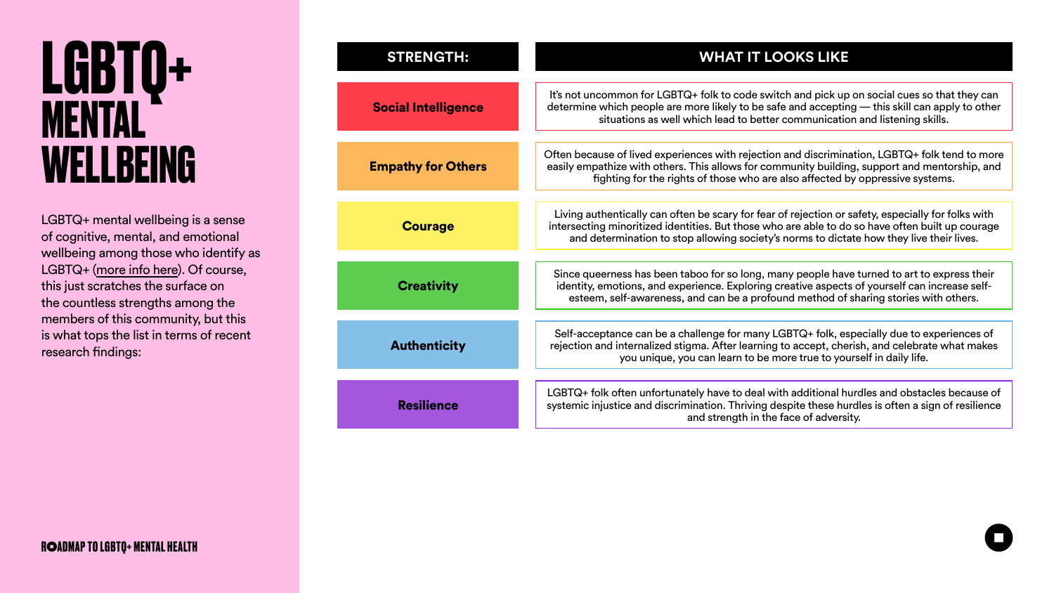# LGBTQ+ MENTAL WELLBEING

LGBTQ+ mental wellbeing is a sense of cognitive, mental, and emotional wellbeing among those who identify as LGBTQ+ (more info here). Of course, this just scratches the surface on the countless strengths among the members of this community, but this is what tops the list in terms of recent research findings:

| STRENGTH: | WHAT IT LOOKS LIKE |
|---|---|
| **Social Intelligence** | It's not uncommon for LGBTQ+ folk to code switch and pick up on social cues so that they can determine which people are more likely to be safe and accepting — this skill can apply to other situations as well which lead to better communication and listening skills. |
| **Empathy for Others** | Often because of lived experiences with rejection and discrimination, LGBTQ+ folk tend to more easily empathize with others. This allows for community building, support and mentorship, and fighting for the rights of those who are also affected by oppressive systems. |
| **Courage** | Living authentically can often be scary for fear of rejection or safety, especially for folks with intersecting minoritized identities. But those who are able to do so have often built up courage and determination to stop allowing society's norms to dictate how they live their lives. |
| **Creativity** | Since queerness has been taboo for so long, many people have turned to art to express their identity, emotions, and experience. Exploring creative aspects of yourself can increase self-esteem, self-awareness, and can be a profound method of sharing stories with others. |
| **Authenticity** | Self-acceptance can be a challenge for many LGBTQ+ folk, especially due to experiences of rejection and internalized stigma. After learning to accept, cherish, and celebrate what makes you unique, you can learn to be more true to yourself in daily life. |
| **Resilience** | LGBTQ+ folk often unfortunately have to deal with additional hurdles and obstacles because of systemic injustice and discrimination. Thriving despite these hurdles is often a sign of resilience and strength in the face of adversity. |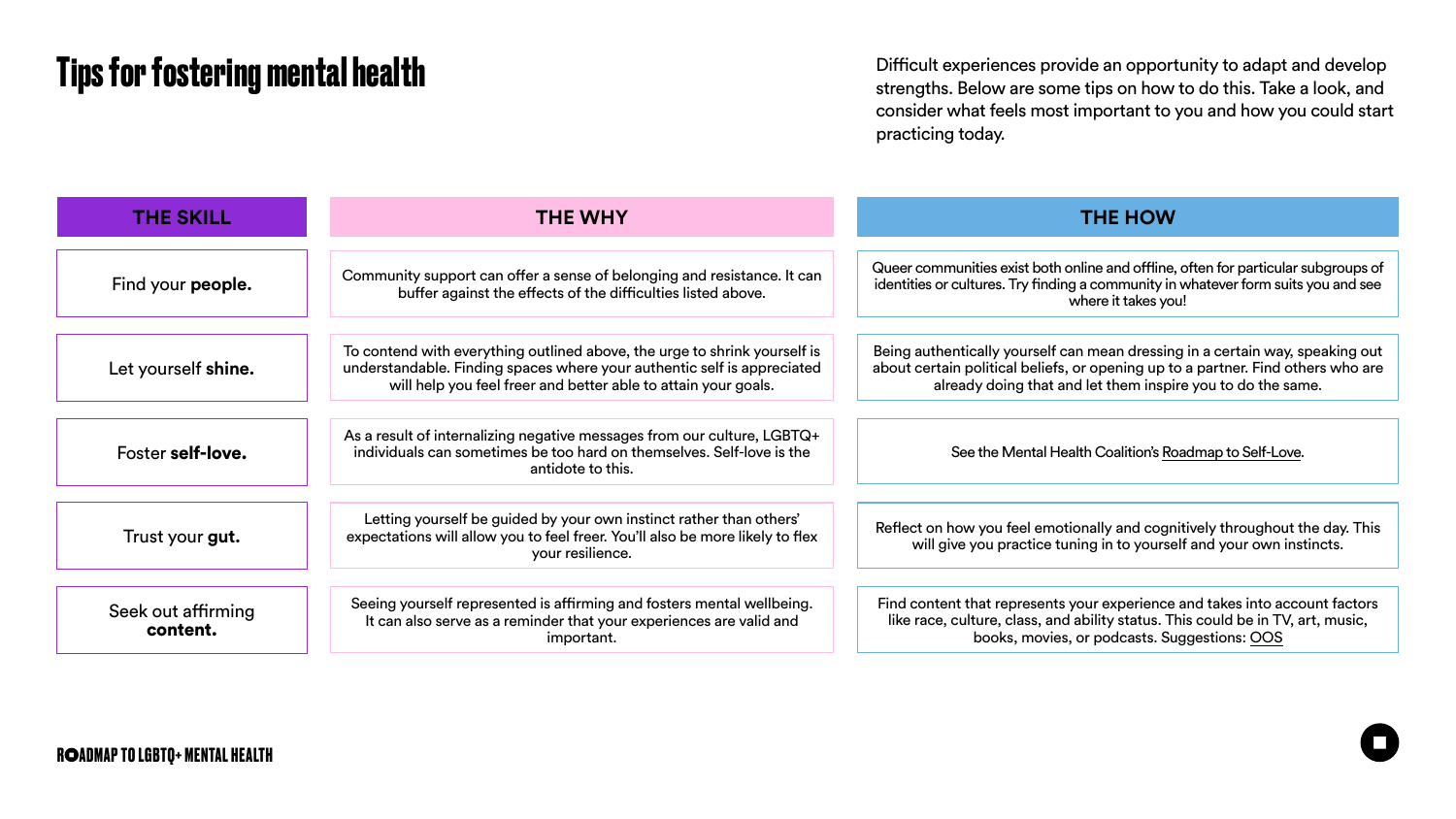# Tips for fostering mental health

Difficult experiences provide an opportunity to adapt and develop strengths. Below are some tips on how to do this. Take a look, and consider what feels most important to you and how you could start practicing today.

| THE SKILL | THE WHY | THE HOW |
|---|---|---|
| Find your **people.** | Community support can offer a sense of belonging and resistance. It can buffer against the effects of the difficulties listed above. | Queer communities exist both online and offline, often for particular subgroups of identities or cultures. Try finding a community in whatever form suits you and see where it takes you! |
| Let yourself **shine.** | To contend with everything outlined above, the urge to shrink yourself is understandable. Finding spaces where your authentic self is appreciated will help you feel freer and better able to attain your goals. | Being authentically yourself can mean dressing in a certain way, speaking out about certain political beliefs, or opening up to a partner. Find others who are already doing that and let them inspire you to do the same. |
| Foster **self-love.** | As a result of internalizing negative messages from our culture, LGBTQ+ individuals can sometimes be too hard on themselves. Self-love is the antidote to this. | See the Mental Health Coalition's Roadmap to Self-Love. |
| Trust your **gut.** | Letting yourself be guided by your own instinct rather than others' expectations will allow you to feel freer. You'll also be more likely to flex your resilience. | Reflect on how you feel emotionally and cognitively throughout the day. This will give you practice tuning in to yourself and your own instincts. |
| Seek out affirming **content.** | Seeing yourself represented is affirming and fosters mental wellbeing. It can also serve as a reminder that your experiences are valid and important. | Find content that represents your experience and takes into account factors like race, culture, class, and ability status. This could be in TV, art, music, books, movies, or podcasts. Suggestions: OOS |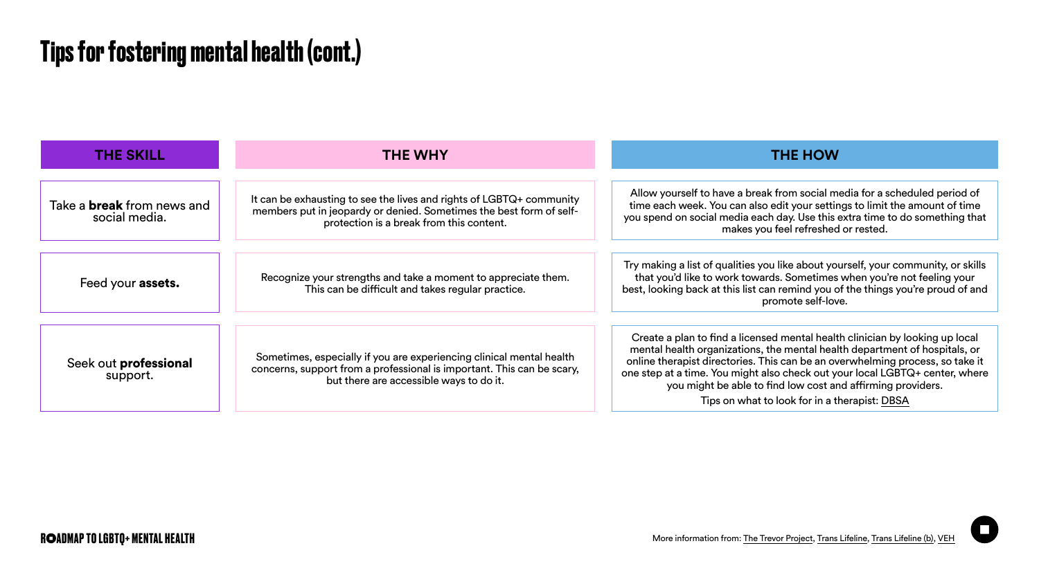# Tips for fostering mental health (cont.)

| THE SKILL | THE WHY | THE HOW |
| --- | --- | --- |
| Take a **break** from news and social media. | It can be exhausting to see the lives and rights of LGBTQ+ community members put in jeopardy or denied. Sometimes the best form of self-protection is a break from this content. | Allow yourself to have a break from social media for a scheduled period of time each week. You can also edit your settings to limit the amount of time you spend on social media each day. Use this extra time to do something that makes you feel refreshed or rested. |
| Feed your **assets.** | Recognize your strengths and take a moment to appreciate them. This can be difficult and takes regular practice. | Try making a list of qualities you like about yourself, your community, or skills that you'd like to work towards. Sometimes when you're not feeling your best, looking back at this list can remind you of the things you're proud of and promote self-love. |
| Seek out **professional** support. | Sometimes, especially if you are experiencing clinical mental health concerns, support from a professional is important. This can be scary, but there are accessible ways to do it. | Create a plan to find a licensed mental health clinician by looking up local mental health organizations, the mental health department of hospitals, or online therapist directories. This can be an overwhelming process, so take it one step at a time. You might also check out your local LGBTQ+ center, where you might be able to find low cost and affirming providers. Tips on what to look for in a therapist: DBSA |

More information from: The Trevor Project, Trans Lifeline, Trans Lifeline (b), VEH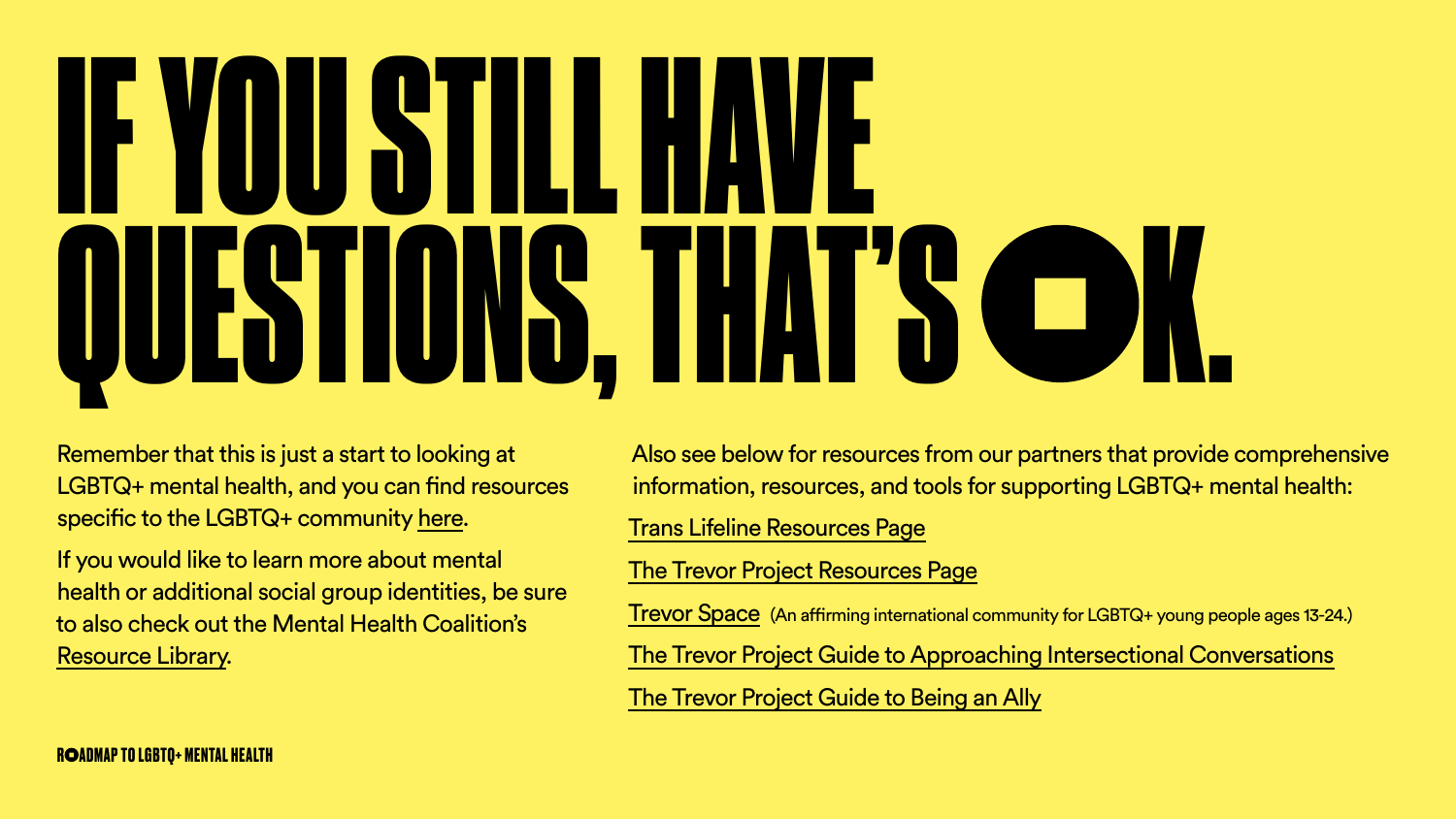# IF YOU STILL HAVE QUESTIONS, THAT'S OK.

Remember that this is just a start to looking at LGBTQ+ mental health, and you can find resources specific to the LGBTQ+ community here.

If you would like to learn more about mental health or additional social group identities, be sure to also check out the Mental Health Coalition's Resource Library.

Also see below for resources from our partners that provide comprehensive information, resources, and tools for supporting LGBTQ+ mental health:

Trans Lifeline Resources Page

The Trevor Project Resources Page

Trevor Space (An affirming international community for LGBTQ+ young people ages 13-24.)

The Trevor Project Guide to Approaching Intersectional Conversations

The Trevor Project Guide to Being an Ally